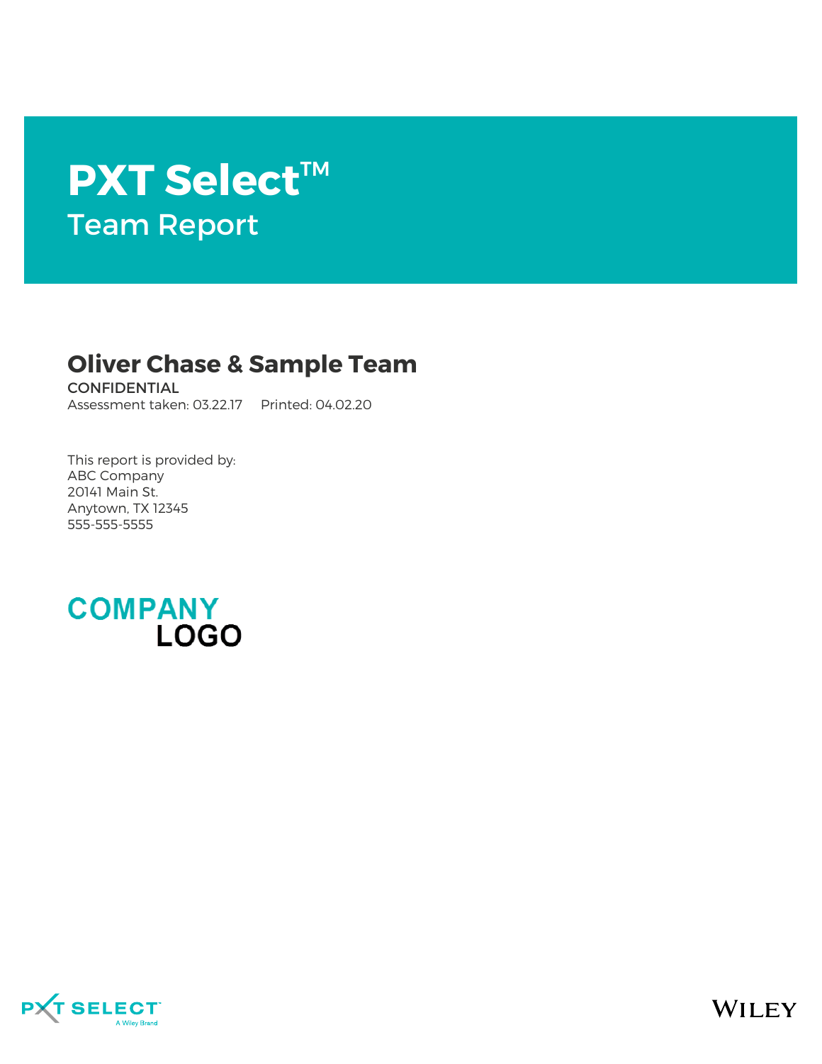# PXT Select™

## Team Report

## Oliver Chase & Sample Team

CONFIDENTIAL

Assessment taken: 03.22.17    Printed: 04.02.20

This report is provided by:
ABC Company
20141 Main St.
Anytown, TX 12345
555-555-5555

COMPANY
LOGO

PXT SELECT™
A Wiley Brand

WILEY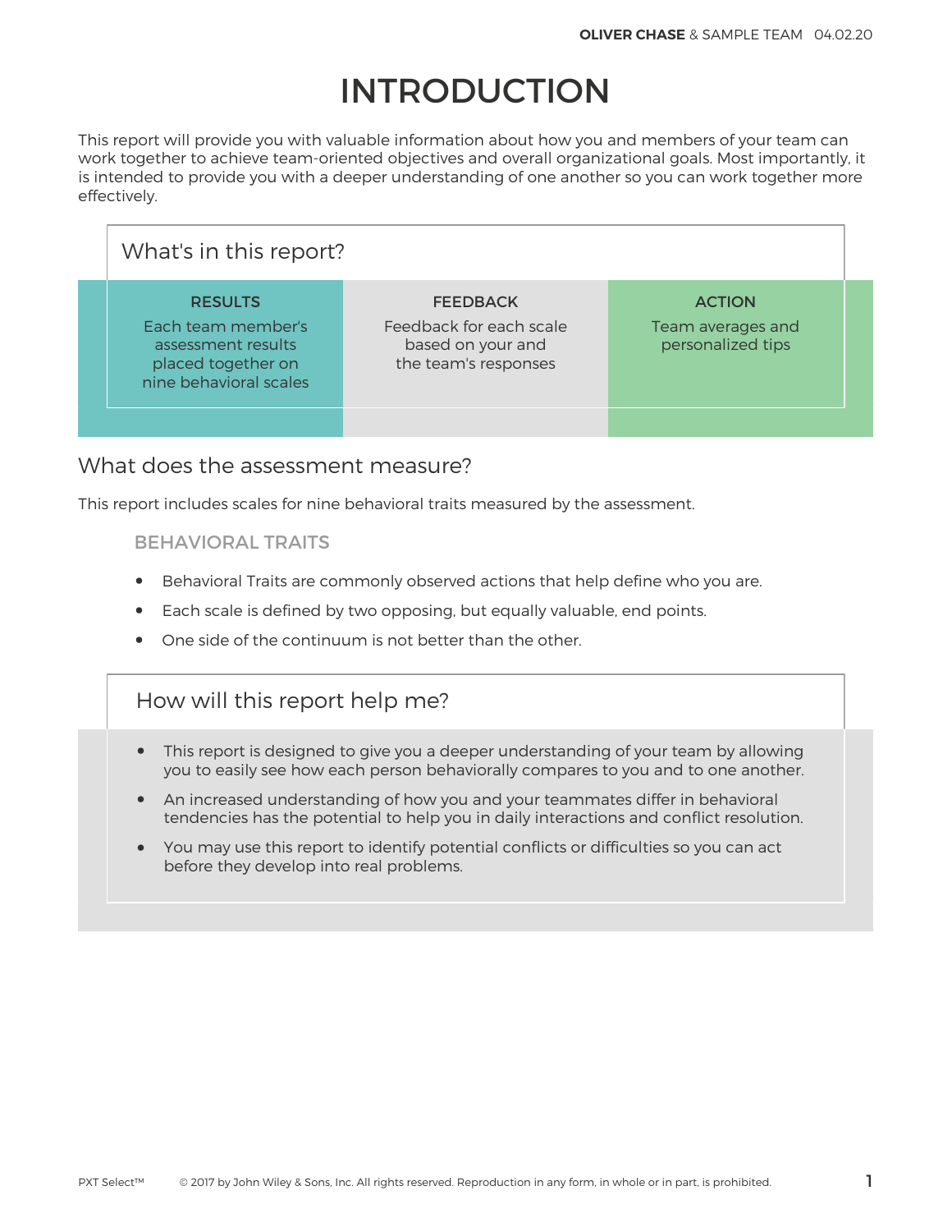# INTRODUCTION

This report will provide you with valuable information about how you and members of your team can work together to achieve team-oriented objectives and overall organizational goals. Most importantly, it is intended to provide you with a deeper understanding of one another so you can work together more effectively.

## What's in this report?

| RESULTS | FEEDBACK | ACTION |
|---|---|---|
| Each team member's assessment results placed together on nine behavioral scales | Feedback for each scale based on your and the team's responses | Team averages and personalized tips |

## What does the assessment measure?

This report includes scales for nine behavioral traits measured by the assessment.

### BEHAVIORAL TRAITS

- Behavioral Traits are commonly observed actions that help define who you are.
- Each scale is defined by two opposing, but equally valuable, end points.
- One side of the continuum is not better than the other.

## How will this report help me?

- This report is designed to give you a deeper understanding of your team by allowing you to easily see how each person behaviorally compares to you and to one another.
- An increased understanding of how you and your teammates differ in behavioral tendencies has the potential to help you in daily interactions and conflict resolution.
- You may use this report to identify potential conflicts or difficulties so you can act before they develop into real problems.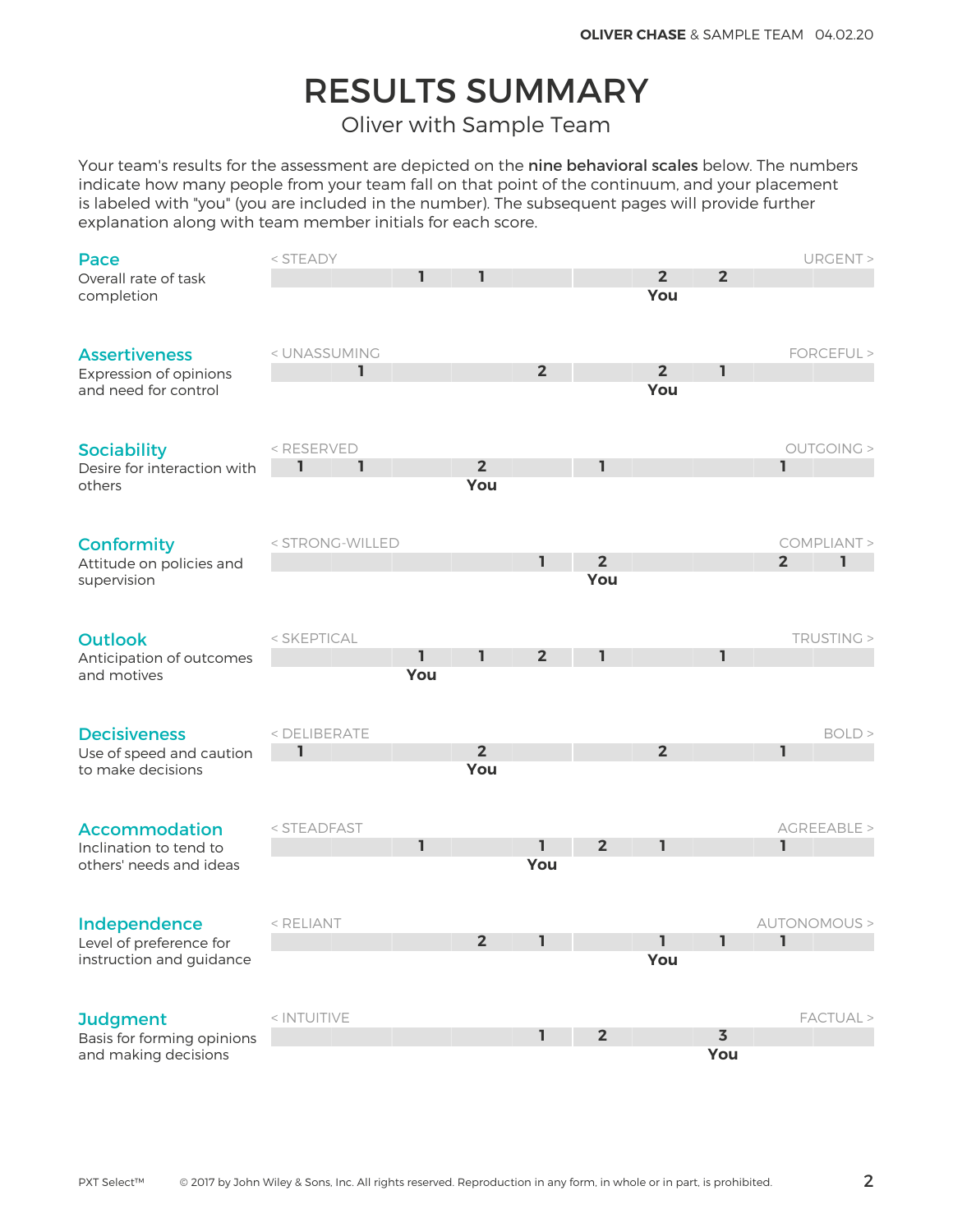# RESULTS SUMMARY

## Oliver with Sample Team

Your team's results for the assessment are depicted on the **nine behavioral scales** below. The numbers indicate how many people from your team fall on that point of the continuum, and your placement is labeled with "you" (you are included in the number). The subsequent pages will provide further explanation along with team member initials for each score.

| Scale | Description | Left end | 1 | 2 | 3 | 4 | 5 | 6 | 7 | 8 | 9 | 10 | Right end |
|---|---|---|---|---|---|---|---|---|---|---|---|---|---|
| **Pace** | Overall rate of task completion | < STEADY | | | 1 | 1 | | | 2 (You) | 2 | | | URGENT > |
| **Assertiveness** | Expression of opinions and need for control | < UNASSUMING | | 1 | | | 2 | | 2 (You) | 1 | | | FORCEFUL > |
| **Sociability** | Desire for interaction with others | < RESERVED | 1 | 1 | | 2 (You) | | 1 | | | 1 | | OUTGOING > |
| **Conformity** | Attitude on policies and supervision | < STRONG-WILLED | | | | | 1 | 2 (You) | | | 2 | 1 | COMPLIANT > |
| **Outlook** | Anticipation of outcomes and motives | < SKEPTICAL | | | 1 (You) | 1 | 2 | 1 | | 1 | | | TRUSTING > |
| **Decisiveness** | Use of speed and caution to make decisions | < DELIBERATE | 1 | | | 2 (You) | | | 2 | | 1 | | BOLD > |
| **Accommodation** | Inclination to tend to others' needs and ideas | < STEADFAST | | | 1 | | 1 (You) | 2 | 1 | | 1 | | AGREEABLE > |
| **Independence** | Level of preference for instruction and guidance | < RELIANT | | | | 2 | 1 | | 1 (You) | 1 | 1 | | AUTONOMOUS > |
| **Judgment** | Basis for forming opinions and making decisions | < INTUITIVE | | | | | 1 | 2 | | 3 (You) | | | FACTUAL > |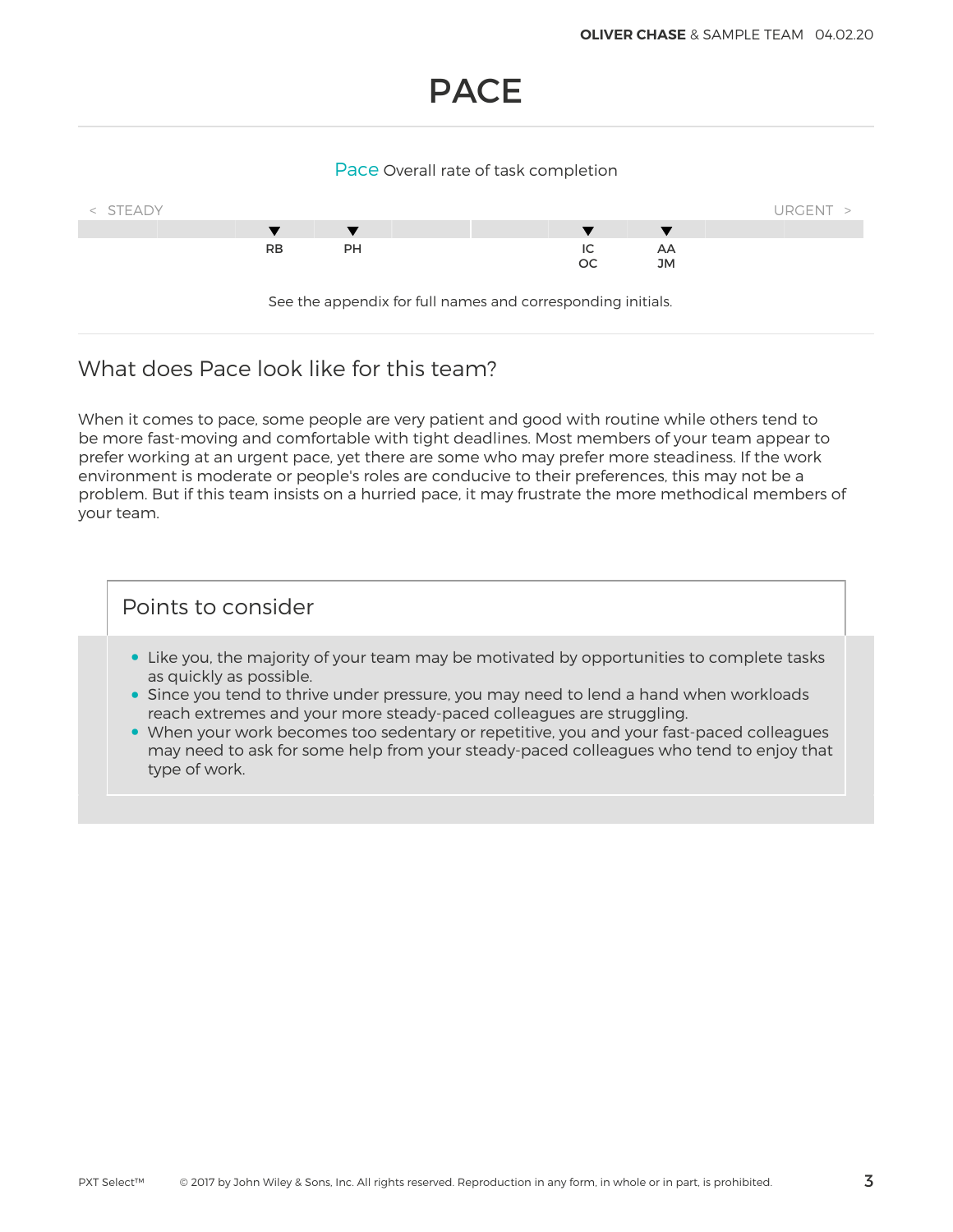# PACE

**Pace** Overall rate of task completion

< STEADY — URGENT >

RB, PH, IC, OC, AA, JM

See the appendix for full names and corresponding initials.

## What does Pace look like for this team?

When it comes to pace, some people are very patient and good with routine while others tend to be more fast-moving and comfortable with tight deadlines. Most members of your team appear to prefer working at an urgent pace, yet there are some who may prefer more steadiness. If the work environment is moderate or people's roles are conducive to their preferences, this may not be a problem. But if this team insists on a hurried pace, it may frustrate the more methodical members of your team.

### Points to consider

- Like you, the majority of your team may be motivated by opportunities to complete tasks as quickly as possible.
- Since you tend to thrive under pressure, you may need to lend a hand when workloads reach extremes and your more steady-paced colleagues are struggling.
- When your work becomes too sedentary or repetitive, you and your fast-paced colleagues may need to ask for some help from your steady-paced colleagues who tend to enjoy that type of work.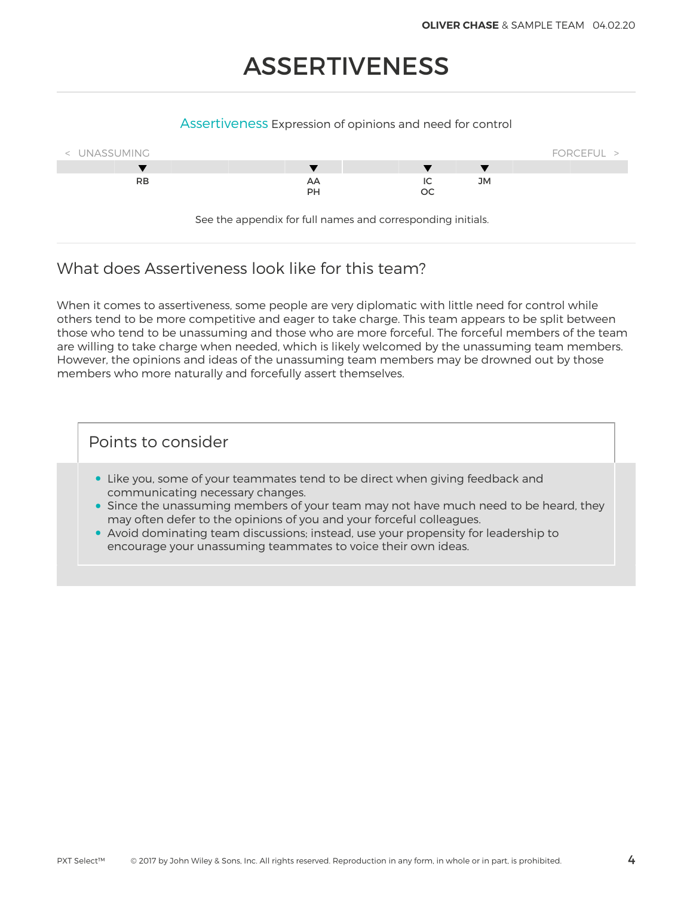# ASSERTIVENESS

**Assertiveness** Expression of opinions and need for control

< UNASSUMING — FORCEFUL >

| RB | AA, PH | IC, OC | JM |
|---|---|---|---|

See the appendix for full names and corresponding initials.

## What does Assertiveness look like for this team?

When it comes to assertiveness, some people are very diplomatic with little need for control while others tend to be more competitive and eager to take charge. This team appears to be split between those who tend to be unassuming and those who are more forceful. The forceful members of the team are willing to take charge when needed, which is likely welcomed by the unassuming team members. However, the opinions and ideas of the unassuming team members may be drowned out by those members who more naturally and forcefully assert themselves.

### Points to consider

- Like you, some of your teammates tend to be direct when giving feedback and communicating necessary changes.
- Since the unassuming members of your team may not have much need to be heard, they may often defer to the opinions of you and your forceful colleagues.
- Avoid dominating team discussions; instead, use your propensity for leadership to encourage your unassuming teammates to voice their own ideas.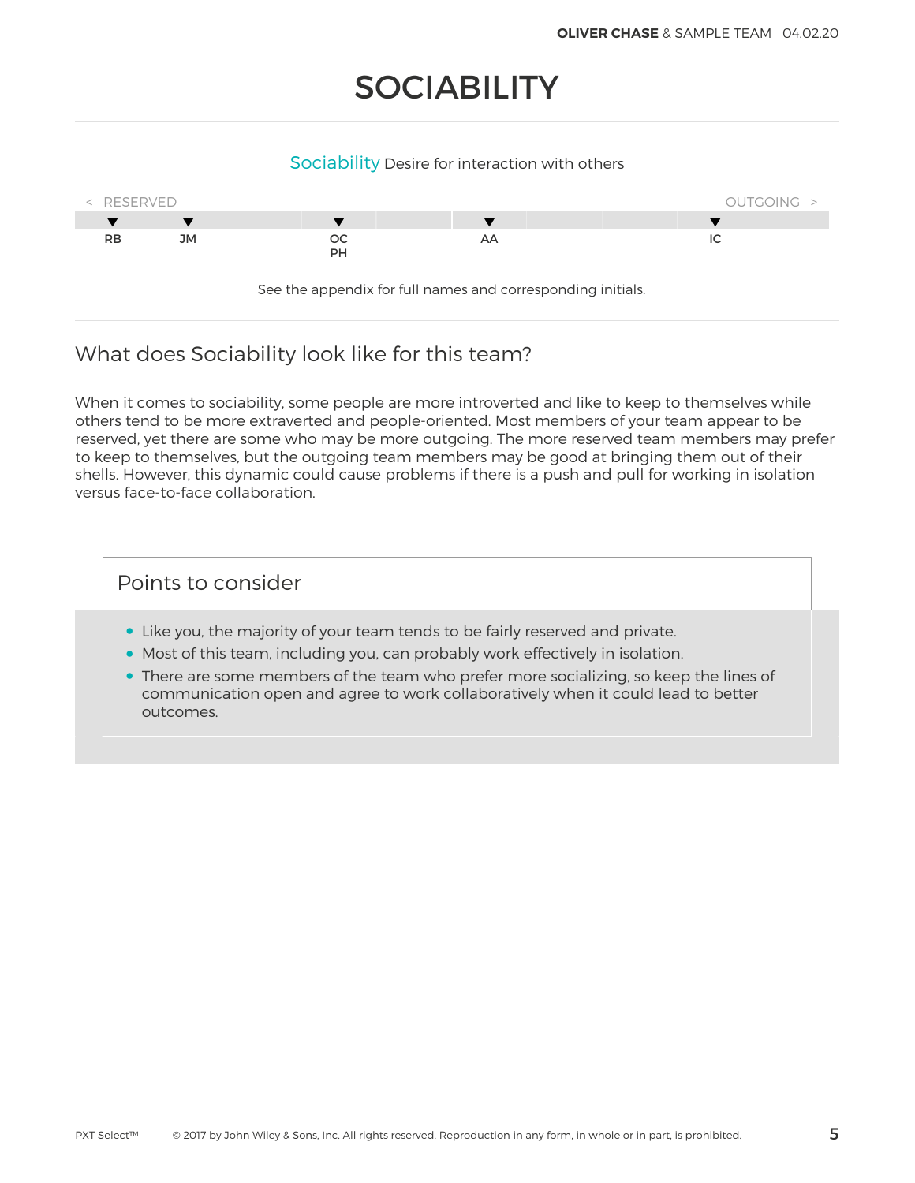# SOCIABILITY

Sociability Desire for interaction with others

< RESERVED | OUTGOING >

| RB | JM | | OC PH | | AA | | | IC | |
|---|---|---|---|---|---|---|---|---|---|

See the appendix for full names and corresponding initials.

## What does Sociability look like for this team?

When it comes to sociability, some people are more introverted and like to keep to themselves while others tend to be more extraverted and people-oriented. Most members of your team appear to be reserved, yet there are some who may be more outgoing. The more reserved team members may prefer to keep to themselves, but the outgoing team members may be good at bringing them out of their shells. However, this dynamic could cause problems if there is a push and pull for working in isolation versus face-to-face collaboration.

### Points to consider

- Like you, the majority of your team tends to be fairly reserved and private.
- Most of this team, including you, can probably work effectively in isolation.
- There are some members of the team who prefer more socializing, so keep the lines of communication open and agree to work collaboratively when it could lead to better outcomes.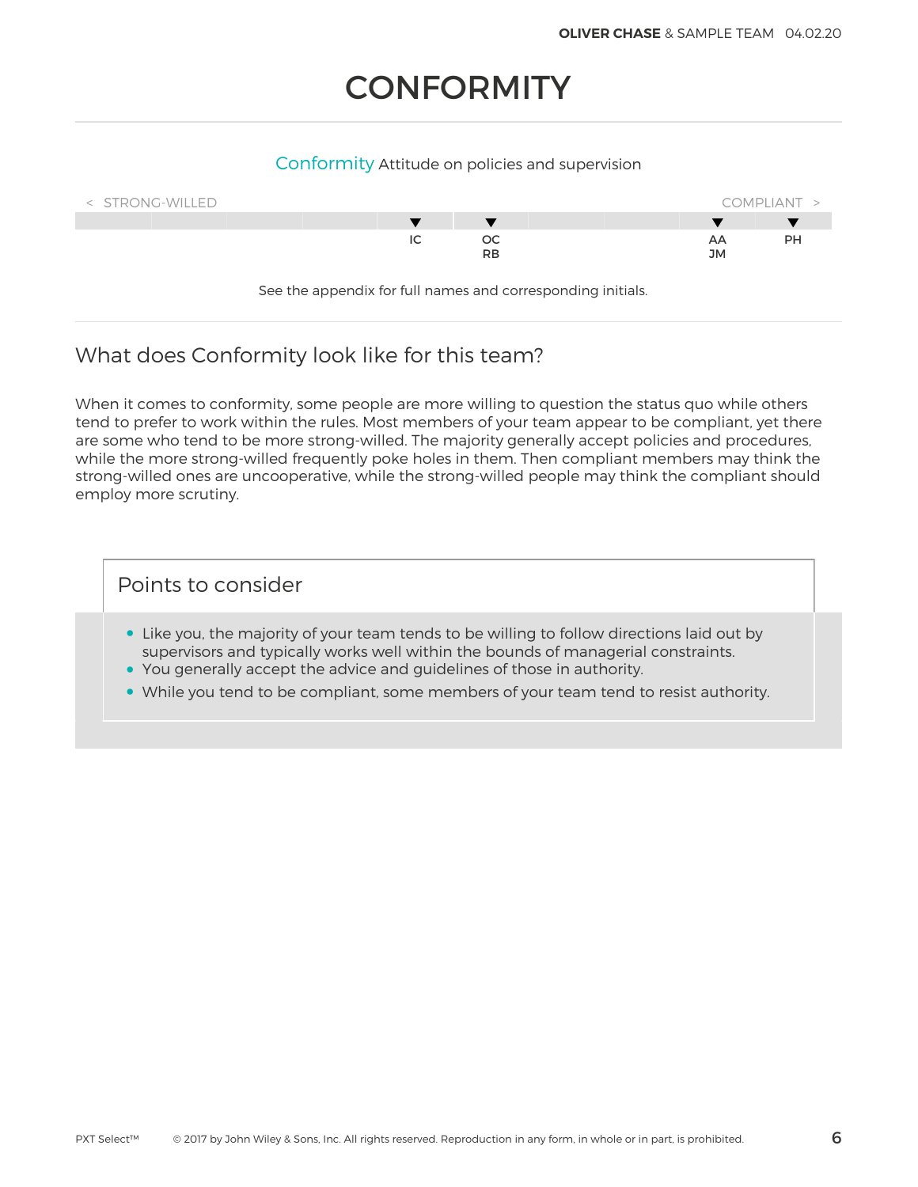# CONFORMITY

Conformity Attitude on policies and supervision

< STRONG-WILLED | COMPLIANT >

| | | | | | IC | OC RB | | | AA JM | PH |
|---|---|---|---|---|---|---|---|---|---|---|

See the appendix for full names and corresponding initials.

## What does Conformity look like for this team?

When it comes to conformity, some people are more willing to question the status quo while others tend to prefer to work within the rules. Most members of your team appear to be compliant, yet there are some who tend to be more strong-willed. The majority generally accept policies and procedures, while the more strong-willed frequently poke holes in them. Then compliant members may think the strong-willed ones are uncooperative, while the strong-willed people may think the compliant should employ more scrutiny.

### Points to consider

- Like you, the majority of your team tends to be willing to follow directions laid out by supervisors and typically works well within the bounds of managerial constraints.
- You generally accept the advice and guidelines of those in authority.
- While you tend to be compliant, some members of your team tend to resist authority.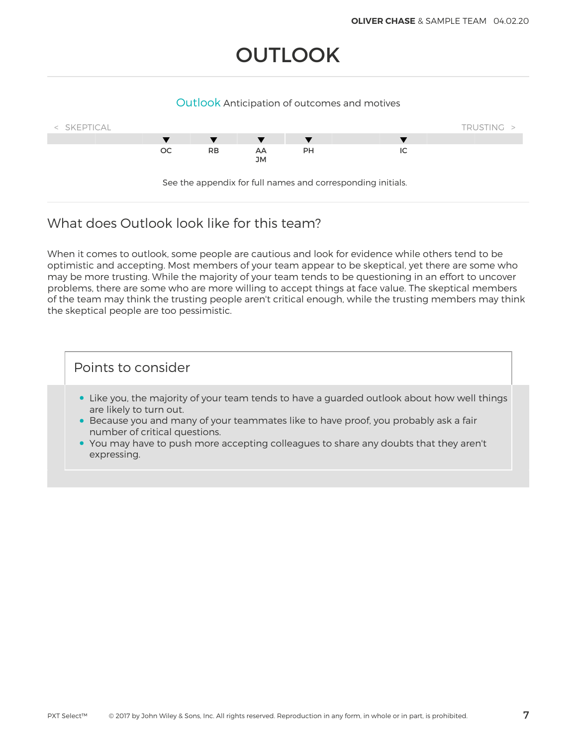# OUTLOOK

**Outlook** Anticipation of outcomes and motives

< SKEPTICAL — TRUSTING >

OC RB AA JM PH IC

See the appendix for full names and corresponding initials.

## What does Outlook look like for this team?

When it comes to outlook, some people are cautious and look for evidence while others tend to be optimistic and accepting. Most members of your team appear to be skeptical, yet there are some who may be more trusting. While the majority of your team tends to be questioning in an effort to uncover problems, there are some who are more willing to accept things at face value. The skeptical members of the team may think the trusting people aren't critical enough, while the trusting members may think the skeptical people are too pessimistic.

### Points to consider

- Like you, the majority of your team tends to have a guarded outlook about how well things are likely to turn out.
- Because you and many of your teammates like to have proof, you probably ask a fair number of critical questions.
- You may have to push more accepting colleagues to share any doubts that they aren't expressing.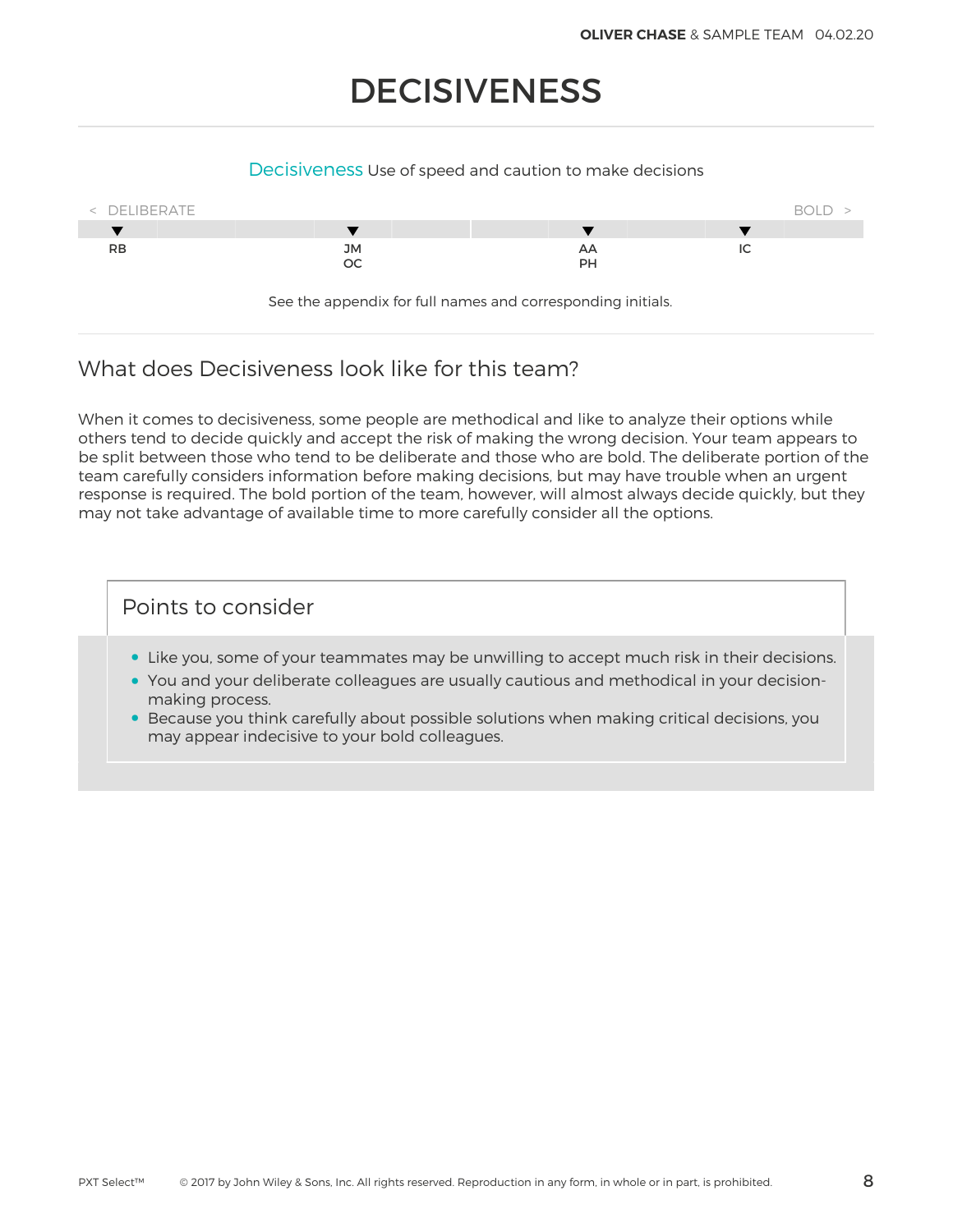# DECISIVENESS

Decisiveness Use of speed and caution to make decisions

< DELIBERATE &nbsp;&nbsp;&nbsp;&nbsp;&nbsp;&nbsp;&nbsp;&nbsp; BOLD >

| RB | JM OC | AA PH | IC |
|---|---|---|---|

See the appendix for full names and corresponding initials.

## What does Decisiveness look like for this team?

When it comes to decisiveness, some people are methodical and like to analyze their options while others tend to decide quickly and accept the risk of making the wrong decision. Your team appears to be split between those who tend to be deliberate and those who are bold. The deliberate portion of the team carefully considers information before making decisions, but may have trouble when an urgent response is required. The bold portion of the team, however, will almost always decide quickly, but they may not take advantage of available time to more carefully consider all the options.

### Points to consider

- Like you, some of your teammates may be unwilling to accept much risk in their decisions.
- You and your deliberate colleagues are usually cautious and methodical in your decision-making process.
- Because you think carefully about possible solutions when making critical decisions, you may appear indecisive to your bold colleagues.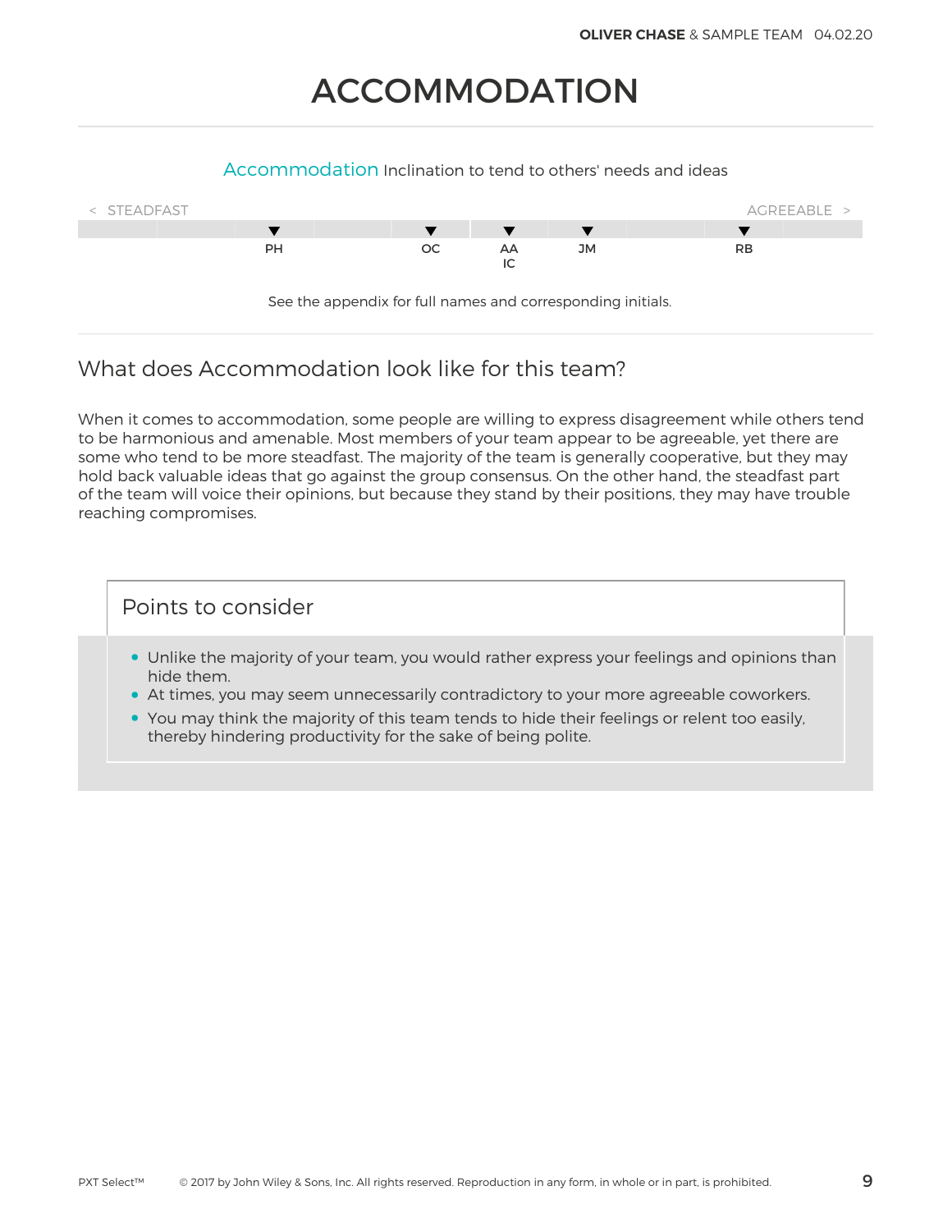# ACCOMMODATION

Accommodation Inclination to tend to others' needs and ideas

< STEADFAST AGREEABLE >

PH OC AA IC JM RB

See the appendix for full names and corresponding initials.

## What does Accommodation look like for this team?

When it comes to accommodation, some people are willing to express disagreement while others tend to be harmonious and amenable. Most members of your team appear to be agreeable, yet there are some who tend to be more steadfast. The majority of the team is generally cooperative, but they may hold back valuable ideas that go against the group consensus. On the other hand, the steadfast part of the team will voice their opinions, but because they stand by their positions, they may have trouble reaching compromises.

### Points to consider

- Unlike the majority of your team, you would rather express your feelings and opinions than hide them.
- At times, you may seem unnecessarily contradictory to your more agreeable coworkers.
- You may think the majority of this team tends to hide their feelings or relent too easily, thereby hindering productivity for the sake of being polite.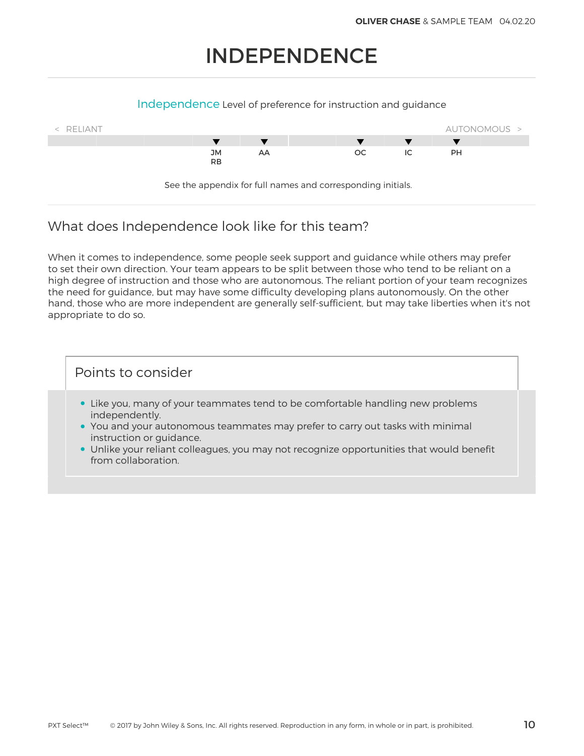# INDEPENDENCE

**Independence** Level of preference for instruction and guidance

< RELIANT — AUTONOMOUS >

JM, RB, AA, OC, IC, PH

See the appendix for full names and corresponding initials.

## What does Independence look like for this team?

When it comes to independence, some people seek support and guidance while others may prefer to set their own direction. Your team appears to be split between those who tend to be reliant on a high degree of instruction and those who are autonomous. The reliant portion of your team recognizes the need for guidance, but may have some difficulty developing plans autonomously. On the other hand, those who are more independent are generally self-sufficient, but may take liberties when it's not appropriate to do so.

### Points to consider

- Like you, many of your teammates tend to be comfortable handling new problems independently.
- You and your autonomous teammates may prefer to carry out tasks with minimal instruction or guidance.
- Unlike your reliant colleagues, you may not recognize opportunities that would benefit from collaboration.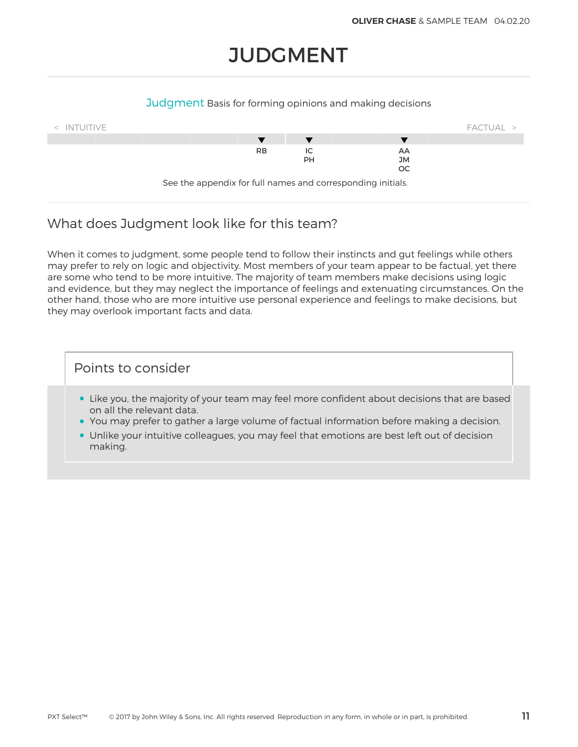# JUDGMENT

Judgment Basis for forming opinions and making decisions

< INTUITIVE FACTUAL >

RB

IC
PH

AA
JM
OC

See the appendix for full names and corresponding initials.

## What does Judgment look like for this team?

When it comes to judgment, some people tend to follow their instincts and gut feelings while others may prefer to rely on logic and objectivity. Most members of your team appear to be factual, yet there are some who tend to be more intuitive. The majority of team members make decisions using logic and evidence, but they may neglect the importance of feelings and extenuating circumstances. On the other hand, those who are more intuitive use personal experience and feelings to make decisions, but they may overlook important facts and data.

### Points to consider

- Like you, the majority of your team may feel more confident about decisions that are based on all the relevant data.
- You may prefer to gather a large volume of factual information before making a decision.
- Unlike your intuitive colleagues, you may feel that emotions are best left out of decision making.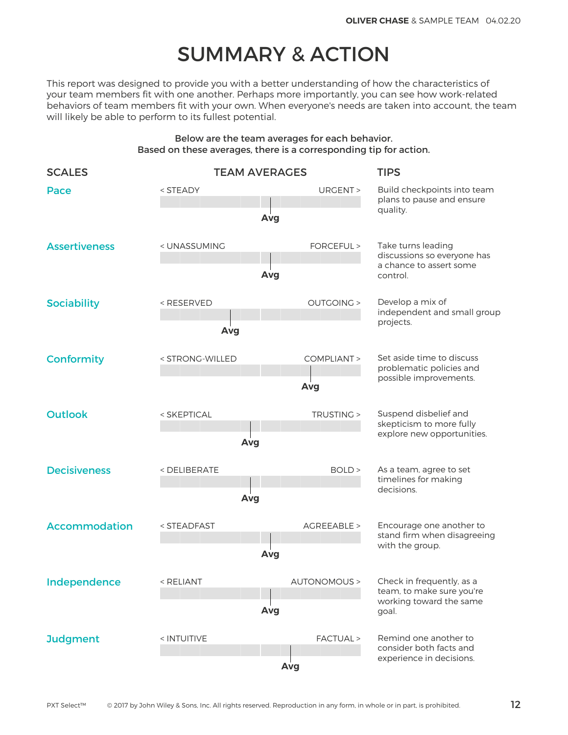# SUMMARY & ACTION

This report was designed to provide you with a better understanding of how the characteristics of your team members fit with one another. Perhaps more importantly, you can see how work-related behaviors of team members fit with your own. When everyone's needs are taken into account, the team will likely be able to perform to its fullest potential.

**Below are the team averages for each behavior.**
**Based on these averages, there is a corresponding tip for action.**

| SCALES | TEAM AVERAGES | | TIPS |
|---|---|---|---|
| **Pace** | < STEADY | URGENT > | Build checkpoints into team plans to pause and ensure quality. |
| **Assertiveness** | < UNASSUMING | FORCEFUL > | Take turns leading discussions so everyone has a chance to assert some control. |
| **Sociability** | < RESERVED | OUTGOING > | Develop a mix of independent and small group projects. |
| **Conformity** | < STRONG-WILLED | COMPLIANT > | Set aside time to discuss problematic policies and possible improvements. |
| **Outlook** | < SKEPTICAL | TRUSTING > | Suspend disbelief and skepticism to more fully explore new opportunities. |
| **Decisiveness** | < DELIBERATE | BOLD > | As a team, agree to set timelines for making decisions. |
| **Accommodation** | < STEADFAST | AGREEABLE > | Encourage one another to stand firm when disagreeing with the group. |
| **Independence** | < RELIANT | AUTONOMOUS > | Check in frequently, as a team, to make sure you're working toward the same goal. |
| **Judgment** | < INTUITIVE | FACTUAL > | Remind one another to consider both facts and experience in decisions. |

PXT Select™ © 2017 by John Wiley & Sons, Inc. All rights reserved. Reproduction in any form, in whole or in part, is prohibited.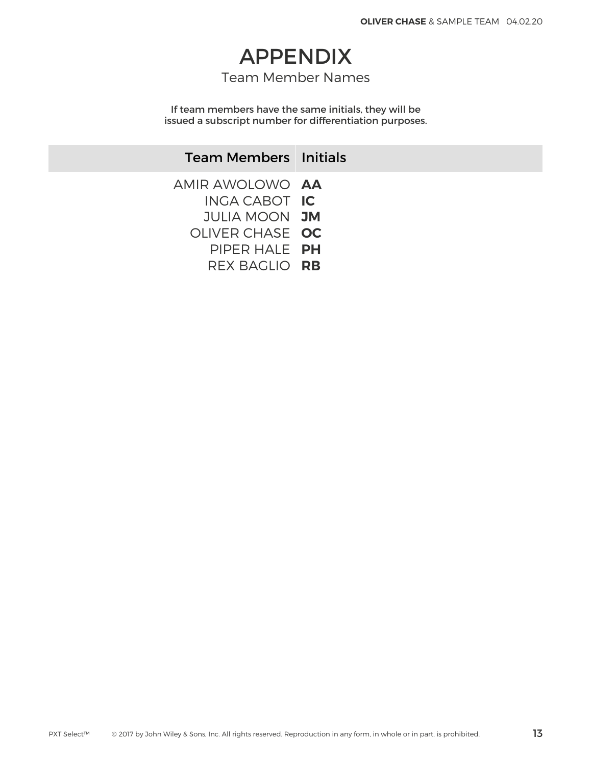# APPENDIX

## Team Member Names

If team members have the same initials, they will be issued a subscript number for differentiation purposes.

| Team Members | Initials |
|---|---|
| AMIR AWOLOWO | **AA** |
| INGA CABOT | **IC** |
| JULIA MOON | **JM** |
| OLIVER CHASE | **OC** |
| PIPER HALE | **PH** |
| REX BAGLIO | **RB** |